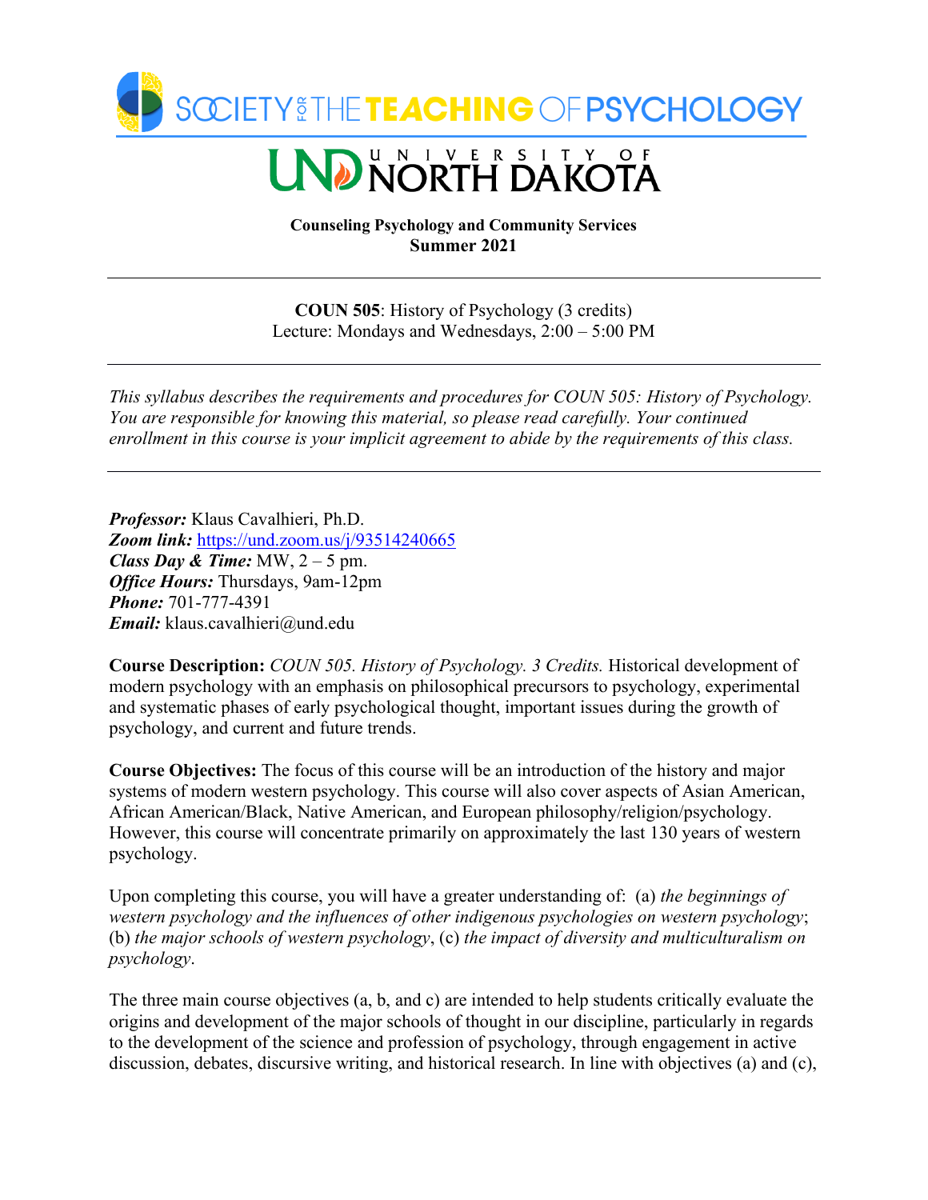SOCIETY FOR THE TEACHING OF PSYCHOLOGY

UND UNIVERSITY OF NORTH DAKOTA

**Counseling Psychology and Community Services**
**Summer 2021**

---

**COUN 505**: History of Psychology (3 credits)
Lecture: Mondays and Wednesdays, 2:00 – 5:00 PM

---

*This syllabus describes the requirements and procedures for COUN 505: History of Psychology. You are responsible for knowing this material, so please read carefully. Your continued enrollment in this course is your implicit agreement to abide by the requirements of this class.*

---

***Professor:*** Klaus Cavalhieri, Ph.D.
***Zoom link:*** https://und.zoom.us/j/93514240665
***Class Day & Time:*** MW, 2 – 5 pm.
***Office Hours:*** Thursdays, 9am-12pm
***Phone:*** 701-777-4391
***Email:*** klaus.cavalhieri@und.edu

**Course Description:** *COUN 505. History of Psychology. 3 Credits.* Historical development of modern psychology with an emphasis on philosophical precursors to psychology, experimental and systematic phases of early psychological thought, important issues during the growth of psychology, and current and future trends.

**Course Objectives:** The focus of this course will be an introduction of the history and major systems of modern western psychology. This course will also cover aspects of Asian American, African American/Black, Native American, and European philosophy/religion/psychology. However, this course will concentrate primarily on approximately the last 130 years of western psychology.

Upon completing this course, you will have a greater understanding of: (a) *the beginnings of western psychology and the influences of other indigenous psychologies on western psychology*; (b) *the major schools of western psychology*, (c) *the impact of diversity and multiculturalism on psychology*.

The three main course objectives (a, b, and c) are intended to help students critically evaluate the origins and development of the major schools of thought in our discipline, particularly in regards to the development of the science and profession of psychology, through engagement in active discussion, debates, discursive writing, and historical research. In line with objectives (a) and (c),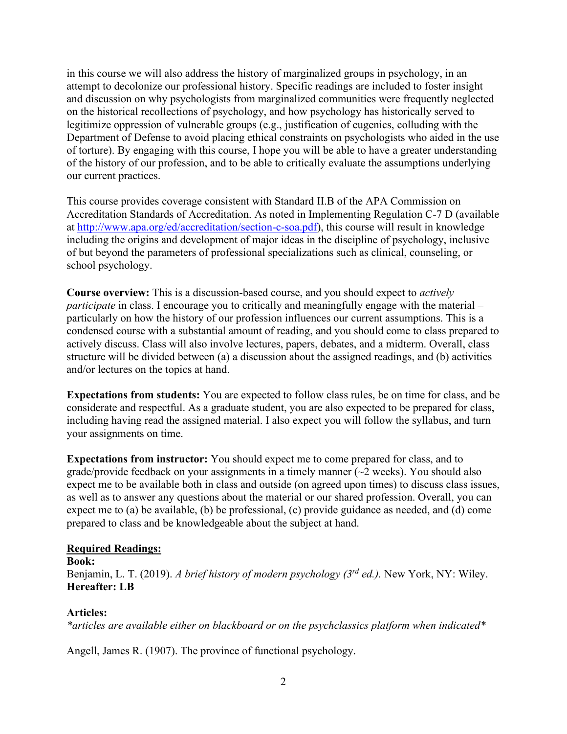in this course we will also address the history of marginalized groups in psychology, in an attempt to decolonize our professional history. Specific readings are included to foster insight and discussion on why psychologists from marginalized communities were frequently neglected on the historical recollections of psychology, and how psychology has historically served to legitimize oppression of vulnerable groups (e.g., justification of eugenics, colluding with the Department of Defense to avoid placing ethical constraints on psychologists who aided in the use of torture). By engaging with this course, I hope you will be able to have a greater understanding of the history of our profession, and to be able to critically evaluate the assumptions underlying our current practices.

This course provides coverage consistent with Standard II.B of the APA Commission on Accreditation Standards of Accreditation. As noted in Implementing Regulation C-7 D (available at [http://www.apa.org/ed/accreditation/section-c-soa.pdf](http://www.apa.org/ed/accreditation/section-c-soa.pdf)), this course will result in knowledge including the origins and development of major ideas in the discipline of psychology, inclusive of but beyond the parameters of professional specializations such as clinical, counseling, or school psychology.

**Course overview:** This is a discussion-based course, and you should expect to *actively participate* in class. I encourage you to critically and meaningfully engage with the material – particularly on how the history of our profession influences our current assumptions. This is a condensed course with a substantial amount of reading, and you should come to class prepared to actively discuss. Class will also involve lectures, papers, debates, and a midterm. Overall, class structure will be divided between (a) a discussion about the assigned readings, and (b) activities and/or lectures on the topics at hand.

**Expectations from students:** You are expected to follow class rules, be on time for class, and be considerate and respectful. As a graduate student, you are also expected to be prepared for class, including having read the assigned material. I also expect you will follow the syllabus, and turn your assignments on time.

**Expectations from instructor:** You should expect me to come prepared for class, and to grade/provide feedback on your assignments in a timely manner (~2 weeks). You should also expect me to be available both in class and outside (on agreed upon times) to discuss class issues, as well as to answer any questions about the material or our shared profession. Overall, you can expect me to (a) be available, (b) be professional, (c) provide guidance as needed, and (d) come prepared to class and be knowledgeable about the subject at hand.

## Required Readings:

**Book:**
Benjamin, L. T. (2019). *A brief history of modern psychology (3rd ed.).* New York, NY: Wiley.
**Hereafter: LB**

**Articles:**
*\*articles are available either on blackboard or on the psychclassics platform when indicated\**

Angell, James R. (1907). The province of functional psychology.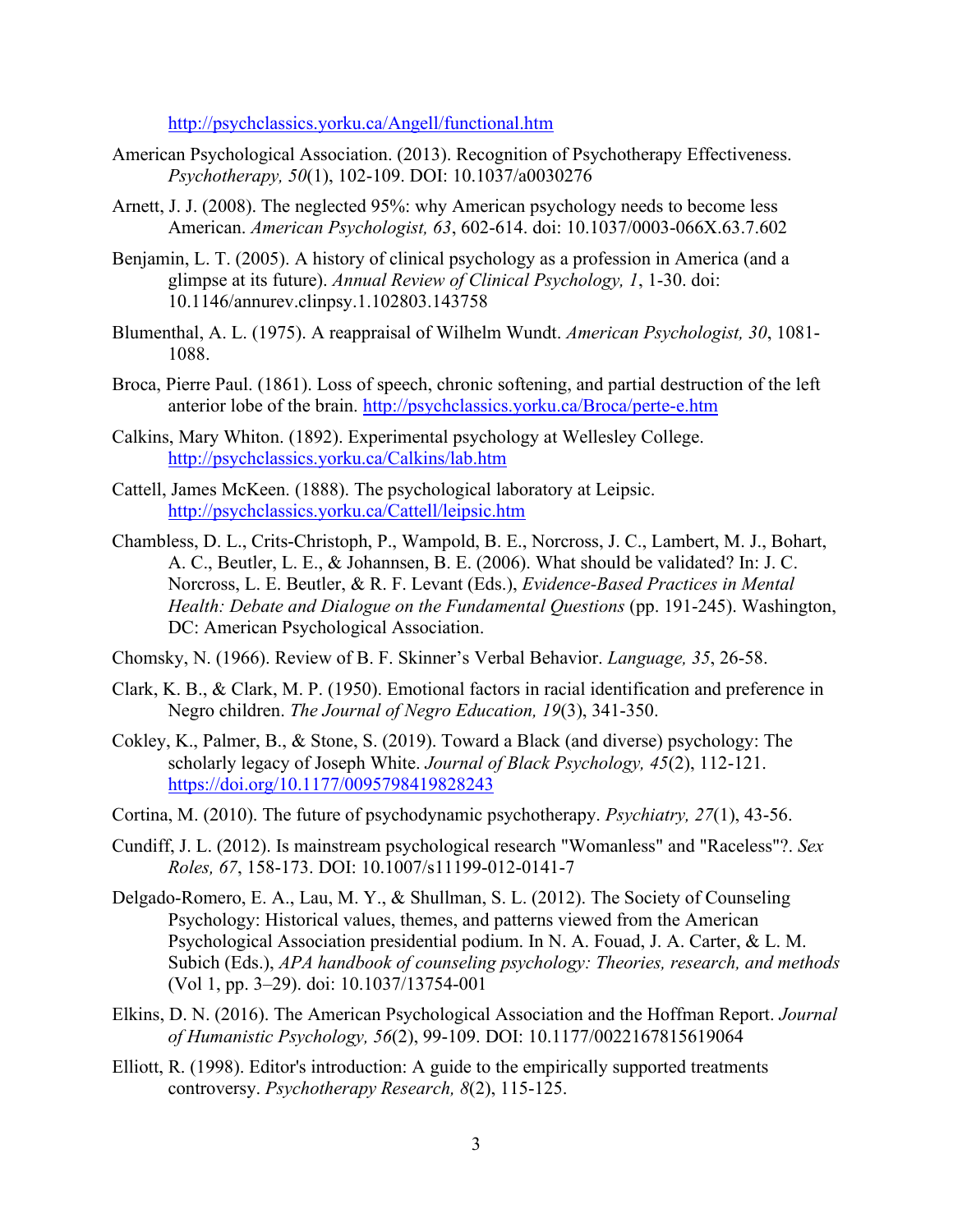http://psychclassics.yorku.ca/Angell/functional.htm

American Psychological Association. (2013). Recognition of Psychotherapy Effectiveness. *Psychotherapy, 50*(1), 102-109. DOI: 10.1037/a0030276

Arnett, J. J. (2008). The neglected 95%: why American psychology needs to become less American. *American Psychologist, 63*, 602-614. doi: 10.1037/0003-066X.63.7.602

Benjamin, L. T. (2005). A history of clinical psychology as a profession in America (and a glimpse at its future). *Annual Review of Clinical Psychology, 1*, 1-30. doi: 10.1146/annurev.clinpsy.1.102803.143758

Blumenthal, A. L. (1975). A reappraisal of Wilhelm Wundt. *American Psychologist, 30*, 1081-1088.

Broca, Pierre Paul. (1861). Loss of speech, chronic softening, and partial destruction of the left anterior lobe of the brain. http://psychclassics.yorku.ca/Broca/perte-e.htm

Calkins, Mary Whiton. (1892). Experimental psychology at Wellesley College. http://psychclassics.yorku.ca/Calkins/lab.htm

Cattell, James McKeen. (1888). The psychological laboratory at Leipsic. http://psychclassics.yorku.ca/Cattell/leipsic.htm

Chambless, D. L., Crits-Christoph, P., Wampold, B. E., Norcross, J. C., Lambert, M. J., Bohart, A. C., Beutler, L. E., & Johannsen, B. E. (2006). What should be validated? In: J. C. Norcross, L. E. Beutler, & R. F. Levant (Eds.), *Evidence-Based Practices in Mental Health: Debate and Dialogue on the Fundamental Questions* (pp. 191-245). Washington, DC: American Psychological Association.

Chomsky, N. (1966). Review of B. F. Skinner's Verbal Behavior. *Language, 35*, 26-58.

Clark, K. B., & Clark, M. P. (1950). Emotional factors in racial identification and preference in Negro children. *The Journal of Negro Education, 19*(3), 341-350.

Cokley, K., Palmer, B., & Stone, S. (2019). Toward a Black (and diverse) psychology: The scholarly legacy of Joseph White. *Journal of Black Psychology, 45*(2), 112-121. https://doi.org/10.1177/0095798419828243

Cortina, M. (2010). The future of psychodynamic psychotherapy. *Psychiatry, 27*(1), 43-56.

Cundiff, J. L. (2012). Is mainstream psychological research "Womanless" and "Raceless"?. *Sex Roles, 67*, 158-173. DOI: 10.1007/s11199-012-0141-7

Delgado-Romero, E. A., Lau, M. Y., & Shullman, S. L. (2012). The Society of Counseling Psychology: Historical values, themes, and patterns viewed from the American Psychological Association presidential podium. In N. A. Fouad, J. A. Carter, & L. M. Subich (Eds.), *APA handbook of counseling psychology: Theories, research, and methods* (Vol 1, pp. 3–29). doi: 10.1037/13754-001

Elkins, D. N. (2016). The American Psychological Association and the Hoffman Report. *Journal of Humanistic Psychology, 56*(2), 99-109. DOI: 10.1177/0022167815619064

Elliott, R. (1998). Editor's introduction: A guide to the empirically supported treatments controversy. *Psychotherapy Research, 8*(2), 115-125.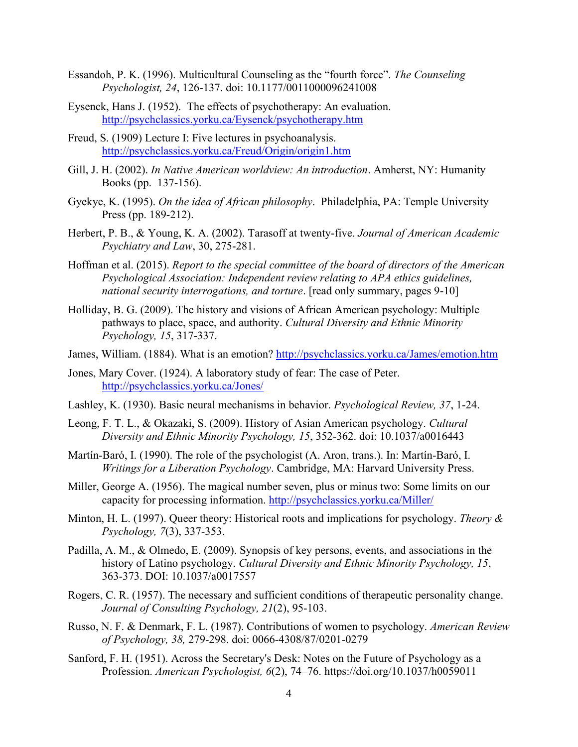Essandoh, P. K. (1996). Multicultural Counseling as the "fourth force". *The Counseling Psychologist, 24*, 126-137. doi: 10.1177/0011000096241008

Eysenck, Hans J. (1952). The effects of psychotherapy: An evaluation. http://psychclassics.yorku.ca/Eysenck/psychotherapy.htm

Freud, S. (1909) Lecture I: Five lectures in psychoanalysis. http://psychclassics.yorku.ca/Freud/Origin/origin1.htm

Gill, J. H. (2002). *In Native American worldview: An introduction*. Amherst, NY: Humanity Books (pp. 137-156).

Gyekye, K. (1995). *On the idea of African philosophy*. Philadelphia, PA: Temple University Press (pp. 189-212).

Herbert, P. B., & Young, K. A. (2002). Tarasoff at twenty-five. *Journal of American Academic Psychiatry and Law*, 30, 275-281.

Hoffman et al. (2015). *Report to the special committee of the board of directors of the American Psychological Association: Independent review relating to APA ethics guidelines, national security interrogations, and torture*. [read only summary, pages 9-10]

Holliday, B. G. (2009). The history and visions of African American psychology: Multiple pathways to place, space, and authority. *Cultural Diversity and Ethnic Minority Psychology, 15*, 317-337.

James, William. (1884). What is an emotion? http://psychclassics.yorku.ca/James/emotion.htm

Jones, Mary Cover. (1924). A laboratory study of fear: The case of Peter. http://psychclassics.yorku.ca/Jones/

Lashley, K. (1930). Basic neural mechanisms in behavior. *Psychological Review, 37*, 1-24.

Leong, F. T. L., & Okazaki, S. (2009). History of Asian American psychology. *Cultural Diversity and Ethnic Minority Psychology, 15*, 352-362. doi: 10.1037/a0016443

Martín-Baró, I. (1990). The role of the psychologist (A. Aron, trans.). In: Martín-Baró, I. *Writings for a Liberation Psychology*. Cambridge, MA: Harvard University Press.

Miller, George A. (1956). The magical number seven, plus or minus two: Some limits on our capacity for processing information. http://psychclassics.yorku.ca/Miller/

Minton, H. L. (1997). Queer theory: Historical roots and implications for psychology. *Theory & Psychology, 7*(3), 337-353.

Padilla, A. M., & Olmedo, E. (2009). Synopsis of key persons, events, and associations in the history of Latino psychology. *Cultural Diversity and Ethnic Minority Psychology, 15*, 363-373. DOI: 10.1037/a0017557

Rogers, C. R. (1957). The necessary and sufficient conditions of therapeutic personality change. *Journal of Consulting Psychology, 21*(2), 95-103.

Russo, N. F. & Denmark, F. L. (1987). Contributions of women to psychology. *American Review of Psychology, 38,* 279-298. doi: 0066-4308/87/0201-0279

Sanford, F. H. (1951). Across the Secretary's Desk: Notes on the Future of Psychology as a Profession. *American Psychologist, 6*(2), 74–76. https://doi.org/10.1037/h0059011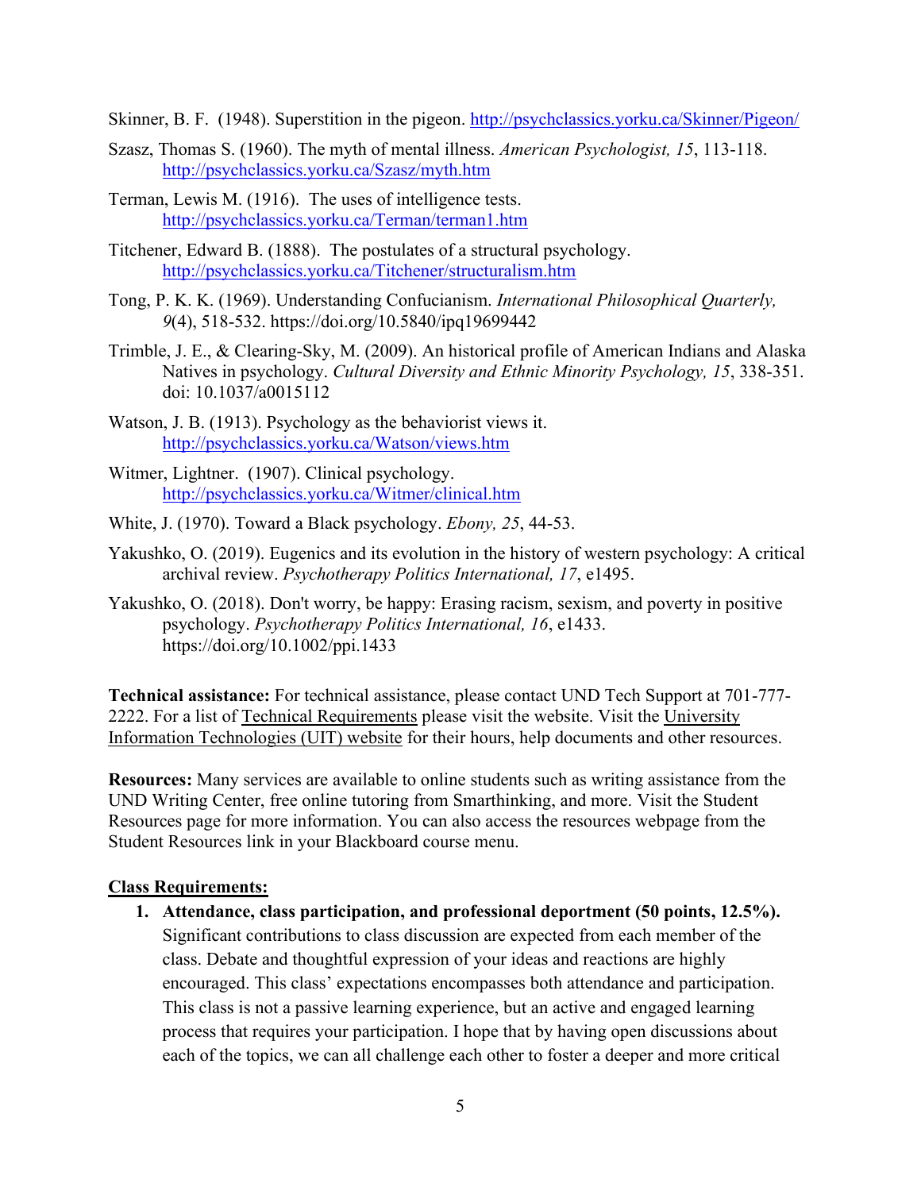Skinner, B. F. (1948). Superstition in the pigeon. http://psychclassics.yorku.ca/Skinner/Pigeon/

Szasz, Thomas S. (1960). The myth of mental illness. *American Psychologist, 15*, 113-118. http://psychclassics.yorku.ca/Szasz/myth.htm

Terman, Lewis M. (1916). The uses of intelligence tests. http://psychclassics.yorku.ca/Terman/terman1.htm

Titchener, Edward B. (1888). The postulates of a structural psychology. http://psychclassics.yorku.ca/Titchener/structuralism.htm

Tong, P. K. K. (1969). Understanding Confucianism. *International Philosophical Quarterly, 9*(4), 518-532. https://doi.org/10.5840/ipq19699442

Trimble, J. E., & Clearing-Sky, M. (2009). An historical profile of American Indians and Alaska Natives in psychology. *Cultural Diversity and Ethnic Minority Psychology, 15*, 338-351. doi: 10.1037/a0015112

Watson, J. B. (1913). Psychology as the behaviorist views it. http://psychclassics.yorku.ca/Watson/views.htm

Witmer, Lightner. (1907). Clinical psychology. http://psychclassics.yorku.ca/Witmer/clinical.htm

White, J. (1970). Toward a Black psychology. *Ebony, 25*, 44-53.

Yakushko, O. (2019). Eugenics and its evolution in the history of western psychology: A critical archival review. *Psychotherapy Politics International, 17*, e1495.

Yakushko, O. (2018). Don't worry, be happy: Erasing racism, sexism, and poverty in positive psychology. *Psychotherapy Politics International, 16*, e1433. https://doi.org/10.1002/ppi.1433

**Technical assistance:** For technical assistance, please contact UND Tech Support at 701-777-2222. For a list of Technical Requirements please visit the website. Visit the University Information Technologies (UIT) website for their hours, help documents and other resources.

**Resources:** Many services are available to online students such as writing assistance from the UND Writing Center, free online tutoring from Smarthinking, and more. Visit the Student Resources page for more information. You can also access the resources webpage from the Student Resources link in your Blackboard course menu.

**Class Requirements:**

1. **Attendance, class participation, and professional deportment (50 points, 12.5%).** Significant contributions to class discussion are expected from each member of the class. Debate and thoughtful expression of your ideas and reactions are highly encouraged. This class' expectations encompasses both attendance and participation. This class is not a passive learning experience, but an active and engaged learning process that requires your participation. I hope that by having open discussions about each of the topics, we can all challenge each other to foster a deeper and more critical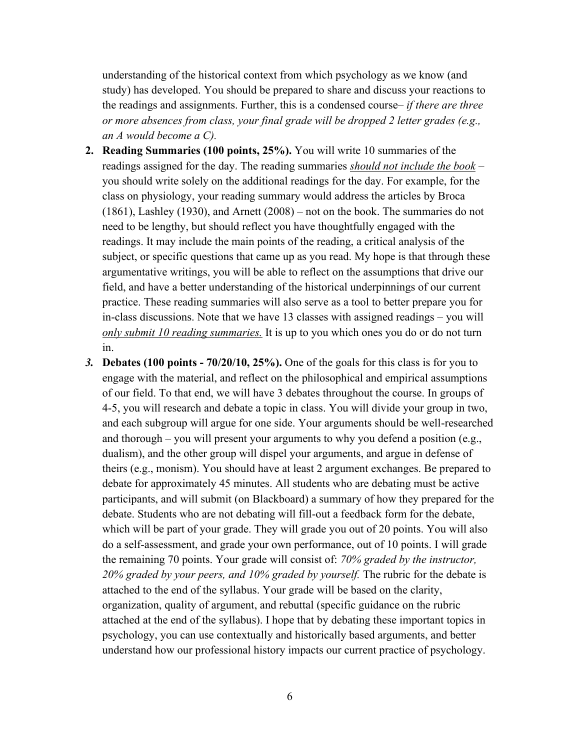understanding of the historical context from which psychology as we know (and study) has developed. You should be prepared to share and discuss your reactions to the readings and assignments. Further, this is a condensed course– *if there are three or more absences from class, your final grade will be dropped 2 letter grades (e.g., an A would become a C).*

2. **Reading Summaries (100 points, 25%).** You will write 10 summaries of the readings assigned for the day. The reading summaries *should not include the book* – you should write solely on the additional readings for the day. For example, for the class on physiology, your reading summary would address the articles by Broca (1861), Lashley (1930), and Arnett (2008) – not on the book. The summaries do not need to be lengthy, but should reflect you have thoughtfully engaged with the readings. It may include the main points of the reading, a critical analysis of the subject, or specific questions that came up as you read. My hope is that through these argumentative writings, you will be able to reflect on the assumptions that drive our field, and have a better understanding of the historical underpinnings of our current practice. These reading summaries will also serve as a tool to better prepare you for in-class discussions. Note that we have 13 classes with assigned readings – you will *only submit 10 reading summaries.* It is up to you which ones you do or do not turn in.

3. **Debates (100 points - 70/20/10, 25%).** One of the goals for this class is for you to engage with the material, and reflect on the philosophical and empirical assumptions of our field. To that end, we will have 3 debates throughout the course. In groups of 4-5, you will research and debate a topic in class. You will divide your group in two, and each subgroup will argue for one side. Your arguments should be well-researched and thorough – you will present your arguments to why you defend a position (e.g., dualism), and the other group will dispel your arguments, and argue in defense of theirs (e.g., monism). You should have at least 2 argument exchanges. Be prepared to debate for approximately 45 minutes. All students who are debating must be active participants, and will submit (on Blackboard) a summary of how they prepared for the debate. Students who are not debating will fill-out a feedback form for the debate, which will be part of your grade. They will grade you out of 20 points. You will also do a self-assessment, and grade your own performance, out of 10 points. I will grade the remaining 70 points. Your grade will consist of: *70% graded by the instructor, 20% graded by your peers, and 10% graded by yourself.* The rubric for the debate is attached to the end of the syllabus. Your grade will be based on the clarity, organization, quality of argument, and rebuttal (specific guidance on the rubric attached at the end of the syllabus). I hope that by debating these important topics in psychology, you can use contextually and historically based arguments, and better understand how our professional history impacts our current practice of psychology.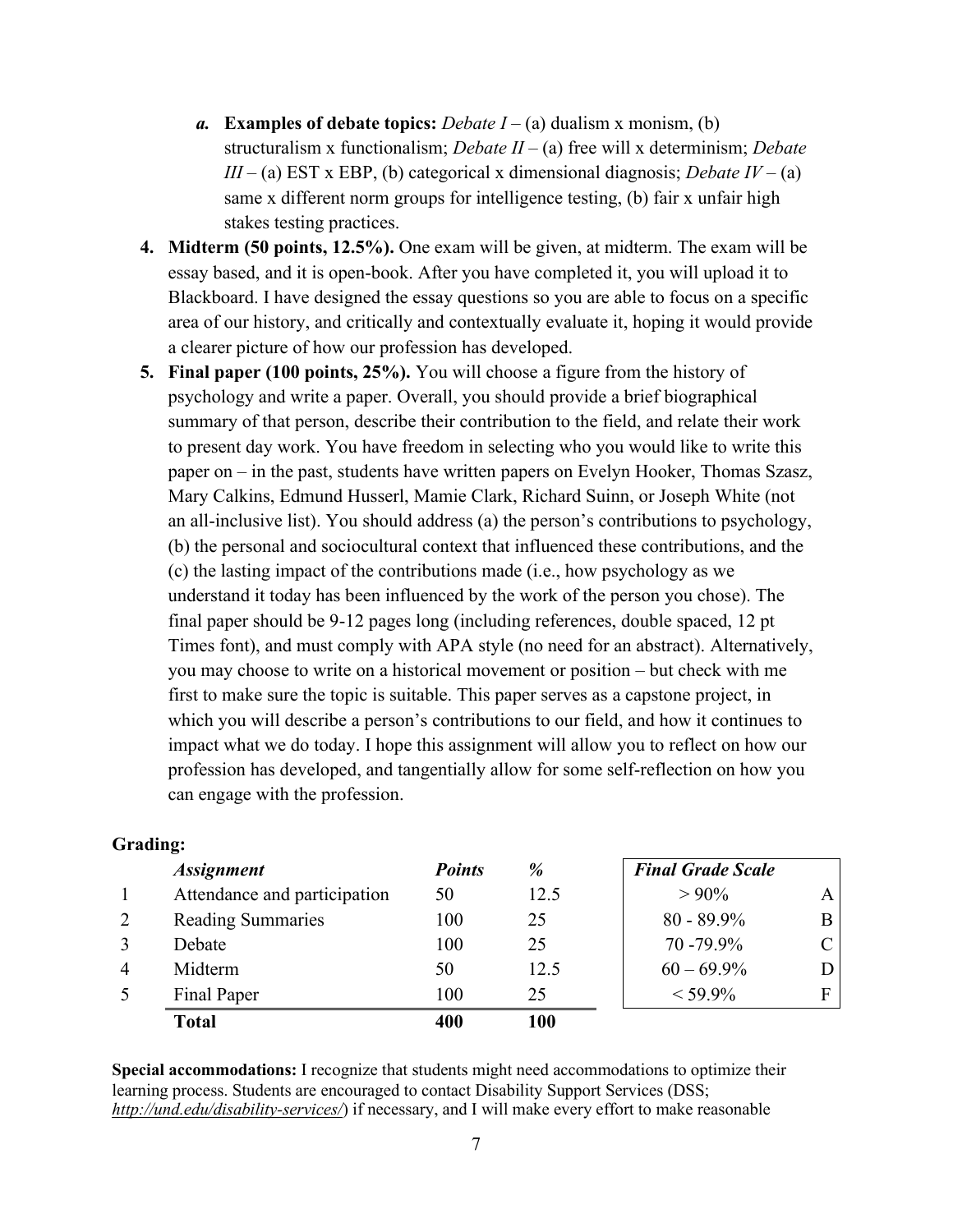*a.* **Examples of debate topics:** *Debate I* – (a) dualism x monism, (b) structuralism x functionalism; *Debate II* – (a) free will x determinism; *Debate III* – (a) EST x EBP, (b) categorical x dimensional diagnosis; *Debate IV* – (a) same x different norm groups for intelligence testing, (b) fair x unfair high stakes testing practices.

4. **Midterm (50 points, 12.5%).** One exam will be given, at midterm. The exam will be essay based, and it is open-book. After you have completed it, you will upload it to Blackboard. I have designed the essay questions so you are able to focus on a specific area of our history, and critically and contextually evaluate it, hoping it would provide a clearer picture of how our profession has developed.
5. **Final paper (100 points, 25%).** You will choose a figure from the history of psychology and write a paper. Overall, you should provide a brief biographical summary of that person, describe their contribution to the field, and relate their work to present day work. You have freedom in selecting who you would like to write this paper on – in the past, students have written papers on Evelyn Hooker, Thomas Szasz, Mary Calkins, Edmund Husserl, Mamie Clark, Richard Suinn, or Joseph White (not an all-inclusive list). You should address (a) the person's contributions to psychology, (b) the personal and sociocultural context that influenced these contributions, and the (c) the lasting impact of the contributions made (i.e., how psychology as we understand it today has been influenced by the work of the person you chose). The final paper should be 9-12 pages long (including references, double spaced, 12 pt Times font), and must comply with APA style (no need for an abstract). Alternatively, you may choose to write on a historical movement or position – but check with me first to make sure the topic is suitable. This paper serves as a capstone project, in which you will describe a person's contributions to our field, and how it continues to impact what we do today. I hope this assignment will allow you to reflect on how our profession has developed, and tangentially allow for some self-reflection on how you can engage with the profession.

**Grading:**

| | *Assignment* | *Points* | *%* |
|---|---|---|---|
| 1 | Attendance and participation | 50 | 12.5 |
| 2 | Reading Summaries | 100 | 25 |
| 3 | Debate | 100 | 25 |
| 4 | Midterm | 50 | 12.5 |
| 5 | Final Paper | 100 | 25 |
| | **Total** | **400** | **100** |

| *Final Grade Scale* | |
|---|---|
| > 90% | A |
| 80 - 89.9% | B |
| 70 -79.9% | C |
| 60 – 69.9% | D |
| < 59.9% | F |

**Special accommodations:** I recognize that students might need accommodations to optimize their learning process. Students are encouraged to contact Disability Support Services (DSS; *http://und.edu/disability-services/*) if necessary, and I will make every effort to make reasonable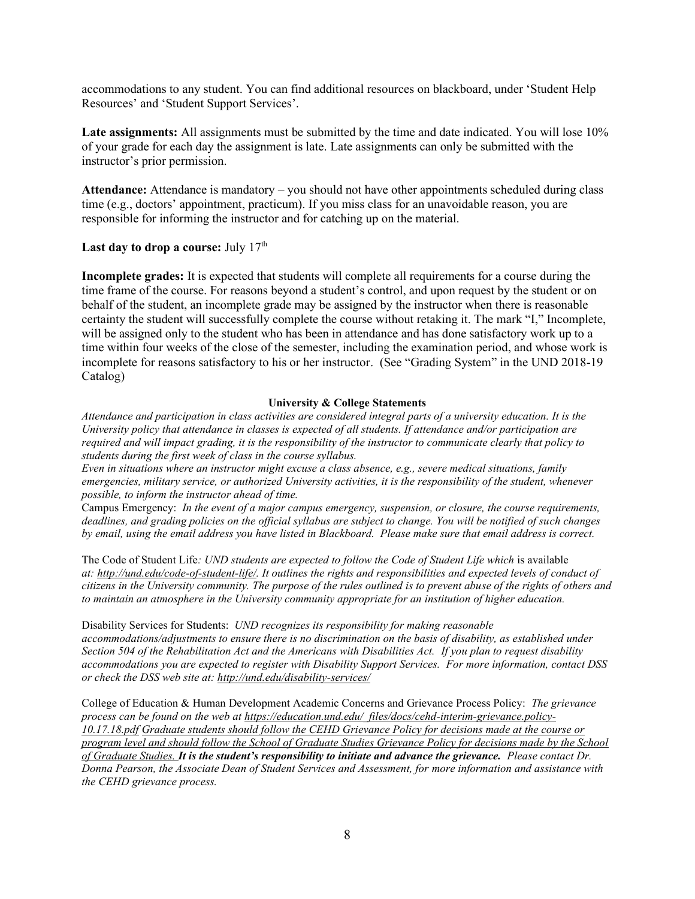accommodations to any student. You can find additional resources on blackboard, under 'Student Help Resources' and 'Student Support Services'.

**Late assignments:** All assignments must be submitted by the time and date indicated. You will lose 10% of your grade for each day the assignment is late. Late assignments can only be submitted with the instructor's prior permission.

**Attendance:** Attendance is mandatory – you should not have other appointments scheduled during class time (e.g., doctors' appointment, practicum). If you miss class for an unavoidable reason, you are responsible for informing the instructor and for catching up on the material.

**Last day to drop a course:** July 17th

**Incomplete grades:** It is expected that students will complete all requirements for a course during the time frame of the course. For reasons beyond a student's control, and upon request by the student or on behalf of the student, an incomplete grade may be assigned by the instructor when there is reasonable certainty the student will successfully complete the course without retaking it. The mark "I," Incomplete, will be assigned only to the student who has been in attendance and has done satisfactory work up to a time within four weeks of the close of the semester, including the examination period, and whose work is incomplete for reasons satisfactory to his or her instructor. (See "Grading System" in the UND 2018-19 Catalog)

**University & College Statements**

*Attendance and participation in class activities are considered integral parts of a university education. It is the University policy that attendance in classes is expected of all students. If attendance and/or participation are required and will impact grading, it is the responsibility of the instructor to communicate clearly that policy to students during the first week of class in the course syllabus.*

*Even in situations where an instructor might excuse a class absence, e.g., severe medical situations, family emergencies, military service, or authorized University activities, it is the responsibility of the student, whenever possible, to inform the instructor ahead of time.*

Campus Emergency: *In the event of a major campus emergency, suspension, or closure, the course requirements, deadlines, and grading policies on the official syllabus are subject to change. You will be notified of such changes by email, using the email address you have listed in Blackboard. Please make sure that email address is correct.*

The Code of Student Life*: UND students are expected to follow the Code of Student Life which* is available *at: http://und.edu/code-of-student-life/. It outlines the rights and responsibilities and expected levels of conduct of citizens in the University community. The purpose of the rules outlined is to prevent abuse of the rights of others and to maintain an atmosphere in the University community appropriate for an institution of higher education.*

Disability Services for Students: *UND recognizes its responsibility for making reasonable accommodations/adjustments to ensure there is no discrimination on the basis of disability, as established under Section 504 of the Rehabilitation Act and the Americans with Disabilities Act. If you plan to request disability accommodations you are expected to register with Disability Support Services. For more information, contact DSS or check the DSS web site at: http://und.edu/disability-services/*

College of Education & Human Development Academic Concerns and Grievance Process Policy: *The grievance process can be found on the web at https://education.und.edu/_files/docs/cehd-interim-grievance.policy-10.17.18.pdf Graduate students should follow the CEHD Grievance Policy for decisions made at the course or program level and should follow the School of Graduate Studies Grievance Policy for decisions made by the School of Graduate Studies.* ***It is the student's responsibility to initiate and advance the grievance.*** *Please contact Dr. Donna Pearson, the Associate Dean of Student Services and Assessment, for more information and assistance with the CEHD grievance process.*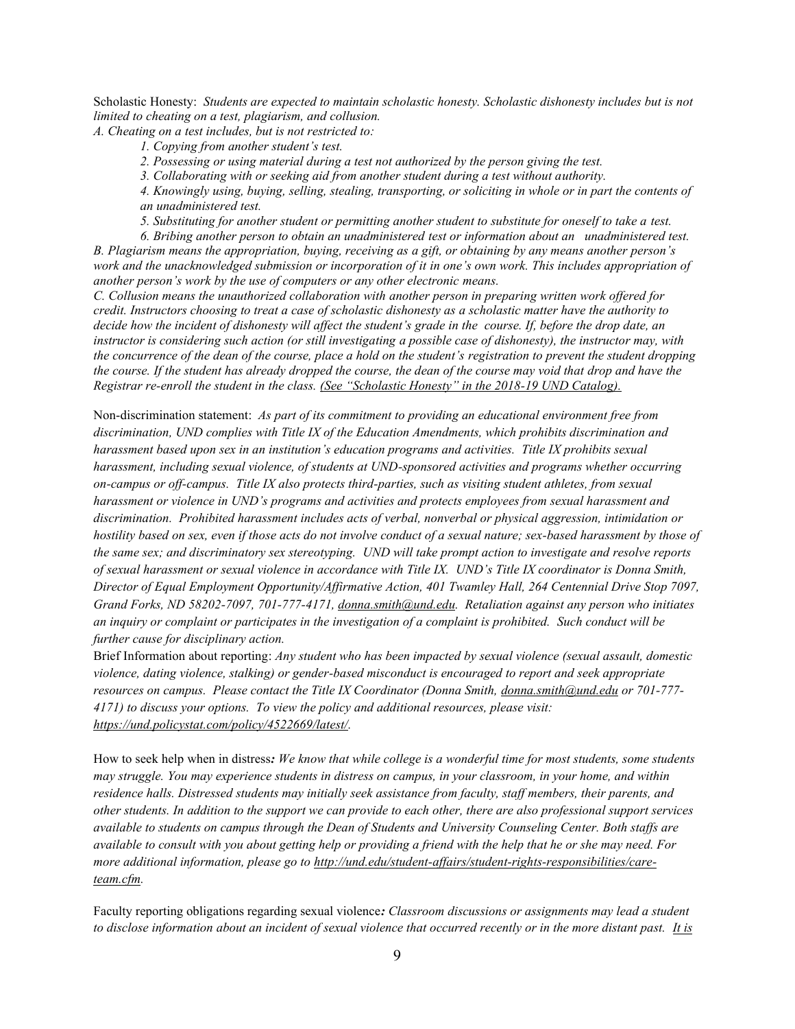Scholastic Honesty: *Students are expected to maintain scholastic honesty. Scholastic dishonesty includes but is not limited to cheating on a test, plagiarism, and collusion.*

*A. Cheating on a test includes, but is not restricted to:*

> *1. Copying from another student's test.*
>
> *2. Possessing or using material during a test not authorized by the person giving the test.*
>
> *3. Collaborating with or seeking aid from another student during a test without authority.*
>
> *4. Knowingly using, buying, selling, stealing, transporting, or soliciting in whole or in part the contents of an unadministered test.*
>
> *5. Substituting for another student or permitting another student to substitute for oneself to take a test.*
>
> *6. Bribing another person to obtain an unadministered test or information about an unadministered test.*

*B. Plagiarism means the appropriation, buying, receiving as a gift, or obtaining by any means another person's work and the unacknowledged submission or incorporation of it in one's own work. This includes appropriation of another person's work by the use of computers or any other electronic means.*

*C. Collusion means the unauthorized collaboration with another person in preparing written work offered for credit. Instructors choosing to treat a case of scholastic dishonesty as a scholastic matter have the authority to decide how the incident of dishonesty will affect the student's grade in the course. If, before the drop date, an instructor is considering such action (or still investigating a possible case of dishonesty), the instructor may, with the concurrence of the dean of the course, place a hold on the student's registration to prevent the student dropping the course. If the student has already dropped the course, the dean of the course may void that drop and have the Registrar re-enroll the student in the class. (See "Scholastic Honesty" in the 2018-19 UND Catalog).*

Non-discrimination statement: *As part of its commitment to providing an educational environment free from discrimination, UND complies with Title IX of the Education Amendments, which prohibits discrimination and harassment based upon sex in an institution's education programs and activities. Title IX prohibits sexual harassment, including sexual violence, of students at UND-sponsored activities and programs whether occurring on-campus or off-campus. Title IX also protects third-parties, such as visiting student athletes, from sexual harassment or violence in UND's programs and activities and protects employees from sexual harassment and discrimination. Prohibited harassment includes acts of verbal, nonverbal or physical aggression, intimidation or hostility based on sex, even if those acts do not involve conduct of a sexual nature; sex-based harassment by those of the same sex; and discriminatory sex stereotyping. UND will take prompt action to investigate and resolve reports of sexual harassment or sexual violence in accordance with Title IX. UND's Title IX coordinator is Donna Smith, Director of Equal Employment Opportunity/Affirmative Action, 401 Twamley Hall, 264 Centennial Drive Stop 7097, Grand Forks, ND 58202-7097, 701-777-4171, donna.smith@und.edu. Retaliation against any person who initiates an inquiry or complaint or participates in the investigation of a complaint is prohibited. Such conduct will be further cause for disciplinary action.*

Brief Information about reporting: *Any student who has been impacted by sexual violence (sexual assault, domestic violence, dating violence, stalking) or gender-based misconduct is encouraged to report and seek appropriate resources on campus. Please contact the Title IX Coordinator (Donna Smith, donna.smith@und.edu or 701-777-4171) to discuss your options. To view the policy and additional resources, please visit: https://und.policystat.com/policy/4522669/latest/.*

How to seek help when in distress*: We know that while college is a wonderful time for most students, some students may struggle. You may experience students in distress on campus, in your classroom, in your home, and within residence halls. Distressed students may initially seek assistance from faculty, staff members, their parents, and other students. In addition to the support we can provide to each other, there are also professional support services available to students on campus through the Dean of Students and University Counseling Center. Both staffs are available to consult with you about getting help or providing a friend with the help that he or she may need. For more additional information, please go to http://und.edu/student-affairs/student-rights-responsibilities/care-team.cfm.*

Faculty reporting obligations regarding sexual violence*: Classroom discussions or assignments may lead a student to disclose information about an incident of sexual violence that occurred recently or in the more distant past. It is*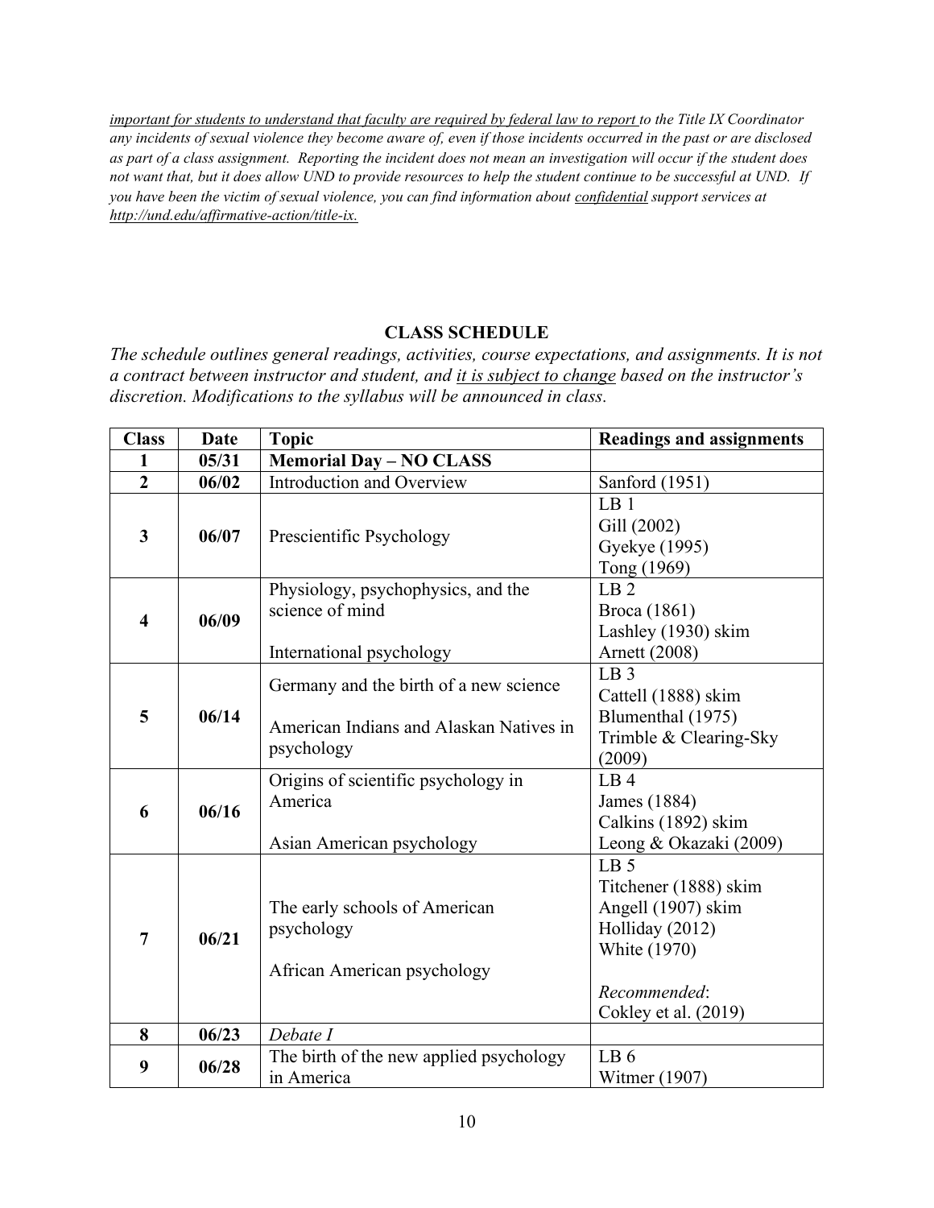*important for students to understand that faculty are required by federal law to report to the Title IX Coordinator any incidents of sexual violence they become aware of, even if those incidents occurred in the past or are disclosed as part of a class assignment. Reporting the incident does not mean an investigation will occur if the student does not want that, but it does allow UND to provide resources to help the student continue to be successful at UND. If you have been the victim of sexual violence, you can find information about confidential support services at http://und.edu/affirmative-action/title-ix.*

## CLASS SCHEDULE

*The schedule outlines general readings, activities, course expectations, and assignments. It is not a contract between instructor and student, and it is subject to change based on the instructor's discretion. Modifications to the syllabus will be announced in class.*

| Class | Date | Topic | Readings and assignments |
|---|---|---|---|
| **1** | **05/31** | **Memorial Day – NO CLASS** | |
| **2** | **06/02** | Introduction and Overview | Sanford (1951) |
| **3** | **06/07** | Prescientific Psychology | LB 1<br>Gill (2002)<br>Gyekye (1995)<br>Tong (1969) |
| **4** | **06/09** | Physiology, psychophysics, and the science of mind<br><br>International psychology | LB 2<br>Broca (1861)<br>Lashley (1930) skim<br>Arnett (2008) |
| **5** | **06/14** | Germany and the birth of a new science<br><br>American Indians and Alaskan Natives in psychology | LB 3<br>Cattell (1888) skim<br>Blumenthal (1975)<br>Trimble & Clearing-Sky (2009) |
| **6** | **06/16** | Origins of scientific psychology in America<br><br>Asian American psychology | LB 4<br>James (1884)<br>Calkins (1892) skim<br>Leong & Okazaki (2009) |
| **7** | **06/21** | The early schools of American psychology<br><br>African American psychology | LB 5<br>Titchener (1888) skim<br>Angell (1907) skim<br>Holliday (2012)<br>White (1970)<br><br>*Recommended*:<br>Cokley et al. (2019) |
| **8** | **06/23** | *Debate I* | |
| **9** | **06/28** | The birth of the new applied psychology in America | LB 6<br>Witmer (1907) |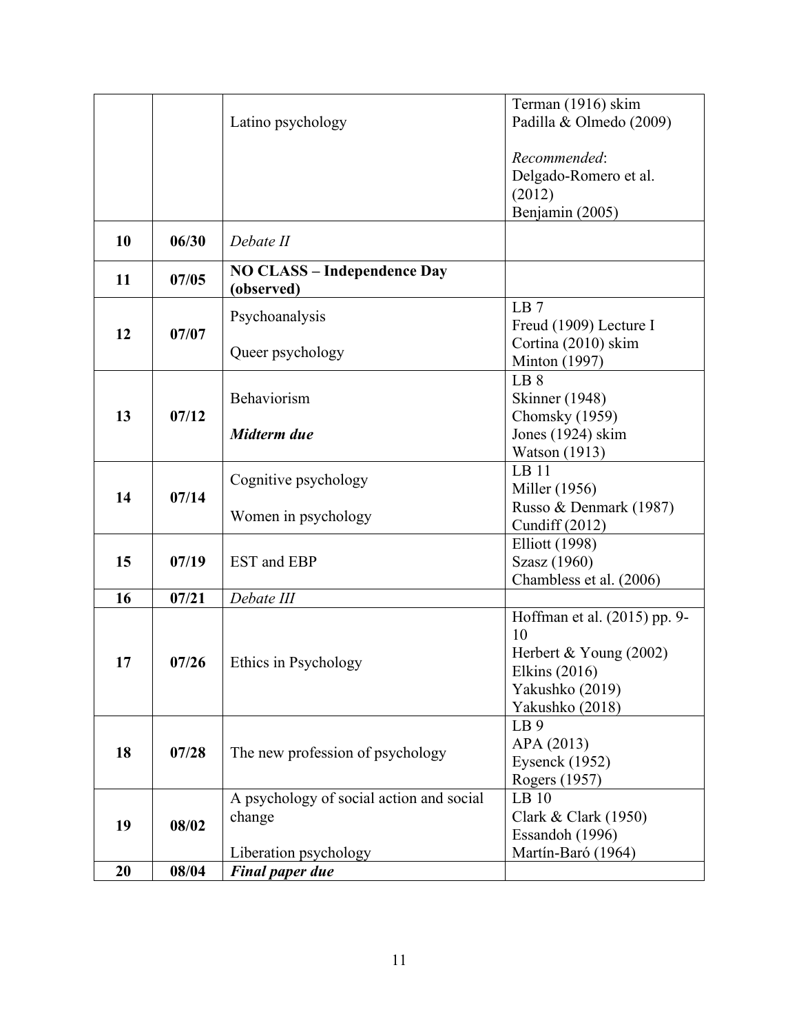| | | | |
|---|---|---|---|
| | | Latino psychology | Terman (1916) skim<br>Padilla & Olmedo (2009)<br><br>*Recommended*:<br>Delgado-Romero et al. (2012)<br>Benjamin (2005) |
| **10** | **06/30** | *Debate II* | |
| **11** | **07/05** | **NO CLASS – Independence Day (observed)** | |
| **12** | **07/07** | Psychoanalysis<br><br>Queer psychology | LB 7<br>Freud (1909) Lecture I<br>Cortina (2010) skim<br>Minton (1997) |
| **13** | **07/12** | Behaviorism<br><br>***Midterm due*** | LB 8<br>Skinner (1948)<br>Chomsky (1959)<br>Jones (1924) skim<br>Watson (1913) |
| **14** | **07/14** | Cognitive psychology<br><br>Women in psychology | LB 11<br>Miller (1956)<br>Russo & Denmark (1987)<br>Cundiff (2012) |
| **15** | **07/19** | EST and EBP | Elliott (1998)<br>Szasz (1960)<br>Chambless et al. (2006) |
| **16** | **07/21** | *Debate III* | |
| **17** | **07/26** | Ethics in Psychology | Hoffman et al. (2015) pp. 9-10<br>Herbert & Young (2002)<br>Elkins (2016)<br>Yakushko (2019)<br>Yakushko (2018) |
| **18** | **07/28** | The new profession of psychology | LB 9<br>APA (2013)<br>Eysenck (1952)<br>Rogers (1957) |
| **19** | **08/02** | A psychology of social action and social change<br><br>Liberation psychology | LB 10<br>Clark & Clark (1950)<br>Essandoh (1996)<br>Martín-Baró (1964) |
| **20** | **08/04** | ***Final paper due*** | |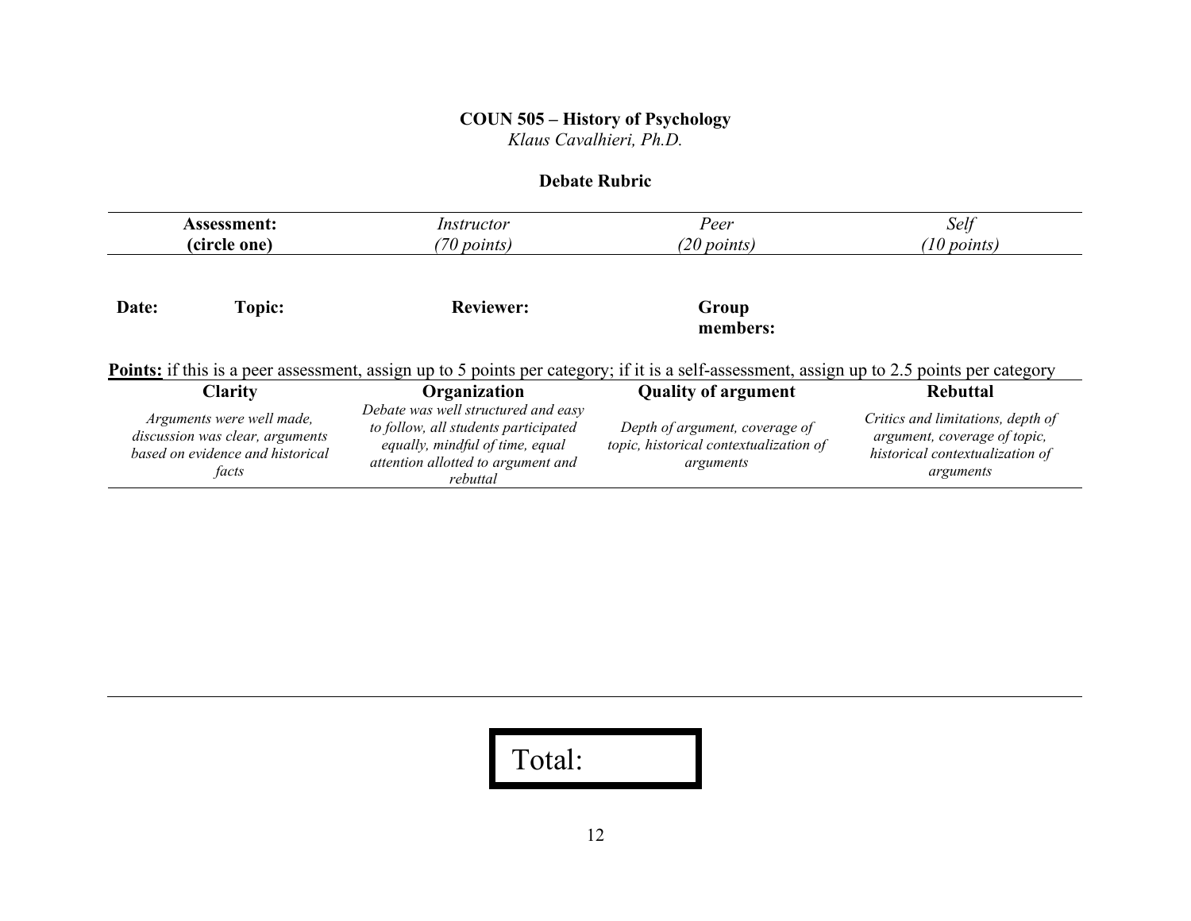**COUN 505 – History of Psychology**
*Klaus Cavalhieri, Ph.D.*

**Debate Rubric**

| **Assessment: (circle one)** | *Instructor (70 points)* | *Peer (20 points)* | *Self (10 points)* |
|---|---|---|---|

**Date:** **Topic:** **Reviewer:** **Group members:**

**Points:** if this is a peer assessment, assign up to 5 points per category; if it is a self-assessment, assign up to 2.5 points per category

| **Clarity** | **Organization** | **Quality of argument** | **Rebuttal** |
|---|---|---|---|
| *Arguments were well made, discussion was clear, arguments based on evidence and historical facts* | *Debate was well structured and easy to follow, all students participated equally, mindful of time, equal attention allotted to argument and rebuttal* | *Depth of argument, coverage of topic, historical contextualization of arguments* | *Critics and limitations, depth of argument, coverage of topic, historical contextualization of arguments* |
| | | | |

Total: